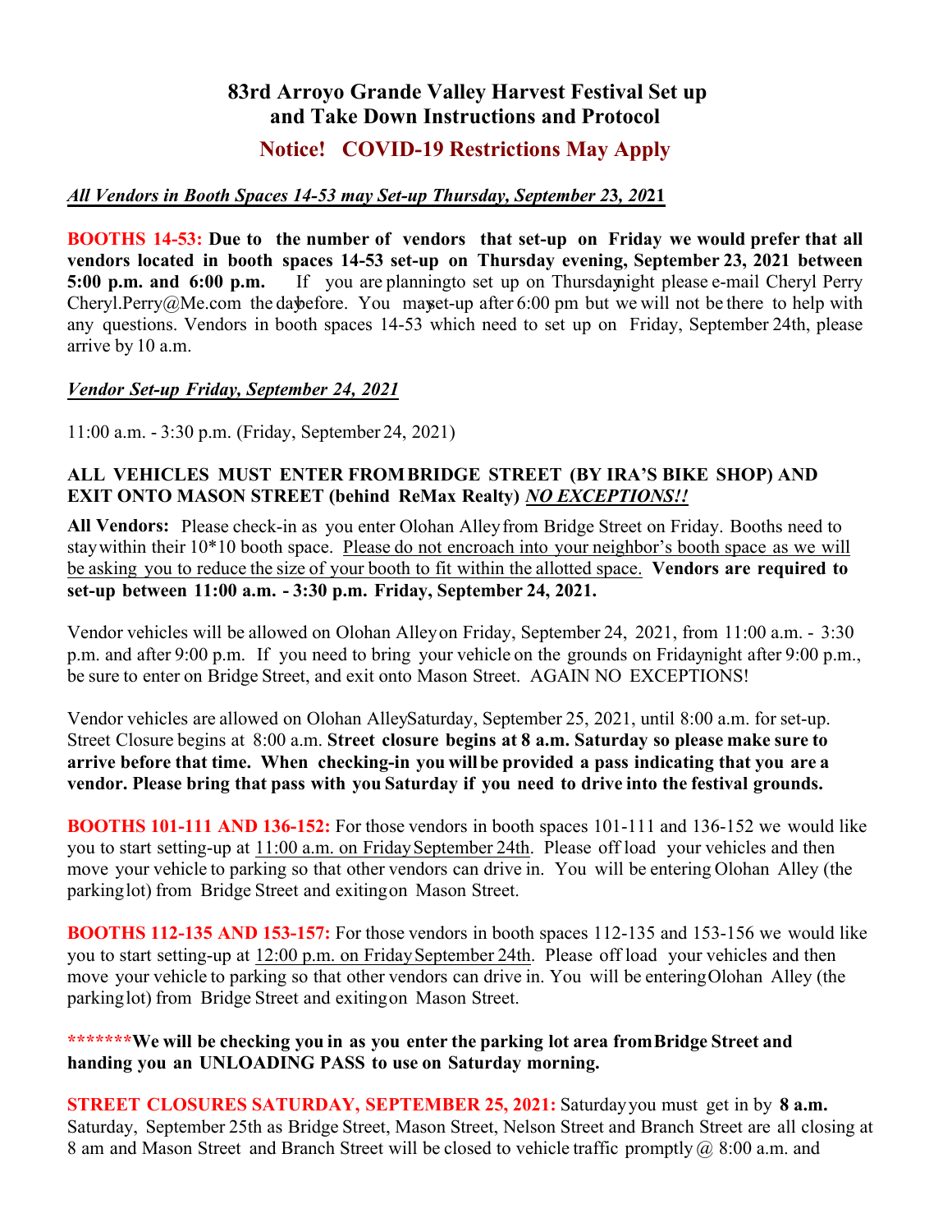# 83rd Arroyo Grande Valley Harvest Festival Set up and Take Down Instructions and Protocol

## Notice! COVID-19 Restrictions May Apply

***All Vendors in Booth Spaces 14-53 may Set-up Thursday, September 23, 2021***

**BOOTHS 14-53: Due to the number of vendors that set-up on Friday we would prefer that all vendors located in booth spaces 14-53 set-up on Thursday evening, September 23, 2021 between 5:00 p.m. and 6:00 p.m.** If you are planning to set up on Thursday night please e-mail Cheryl Perry Cheryl.Perry@Me.com the day before. You may set-up after 6:00 pm but we will not be there to help with any questions. Vendors in booth spaces 14-53 which need to set up on Friday, September 24th, please arrive by 10 a.m.

***Vendor Set-up Friday, September 24, 2021***

11:00 a.m. - 3:30 p.m. (Friday, September 24, 2021)

**ALL VEHICLES MUST ENTER FROM BRIDGE STREET (BY IRA'S BIKE SHOP) AND EXIT ONTO MASON STREET (behind ReMax Realty) *NO EXCEPTIONS!!***

**All Vendors:** Please check-in as you enter Olohan Alley from Bridge Street on Friday. Booths need to stay within their 10*10 booth space. Please do not encroach into your neighbor's booth space as we will be asking you to reduce the size of your booth to fit within the allotted space. **Vendors are required to set-up between 11:00 a.m. - 3:30 p.m. Friday, September 24, 2021.**

Vendor vehicles will be allowed on Olohan Alley on Friday, September 24, 2021, from 11:00 a.m. - 3:30 p.m. and after 9:00 p.m. If you need to bring your vehicle on the grounds on Friday night after 9:00 p.m., be sure to enter on Bridge Street, and exit onto Mason Street. AGAIN NO EXCEPTIONS!

Vendor vehicles are allowed on Olohan Alley Saturday, September 25, 2021, until 8:00 a.m. for set-up. Street Closure begins at 8:00 a.m. **Street closure begins at 8 a.m. Saturday so please make sure to arrive before that time. When checking-in you will be provided a pass indicating that you are a vendor. Please bring that pass with you Saturday if you need to drive into the festival grounds.**

**BOOTHS 101-111 AND 136-152:** For those vendors in booth spaces 101-111 and 136-152 we would like you to start setting-up at 11:00 a.m. on Friday September 24th. Please off load your vehicles and then move your vehicle to parking so that other vendors can drive in. You will be entering Olohan Alley (the parking lot) from Bridge Street and exiting on Mason Street.

**BOOTHS 112-135 AND 153-157:** For those vendors in booth spaces 112-135 and 153-156 we would like you to start setting-up at 12:00 p.m. on Friday September 24th. Please off load your vehicles and then move your vehicle to parking so that other vendors can drive in. You will be entering Olohan Alley (the parking lot) from Bridge Street and exiting on Mason Street.

**\*\*\*\*\*\*\*We will be checking you in as you enter the parking lot area from Bridge Street and handing you an UNLOADING PASS to use on Saturday morning.**

**STREET CLOSURES SATURDAY, SEPTEMBER 25, 2021:** Saturday you must get in by **8 a.m.** Saturday, September 25th as Bridge Street, Mason Street, Nelson Street and Branch Street are all closing at 8 am and Mason Street and Branch Street will be closed to vehicle traffic promptly @ 8:00 a.m. and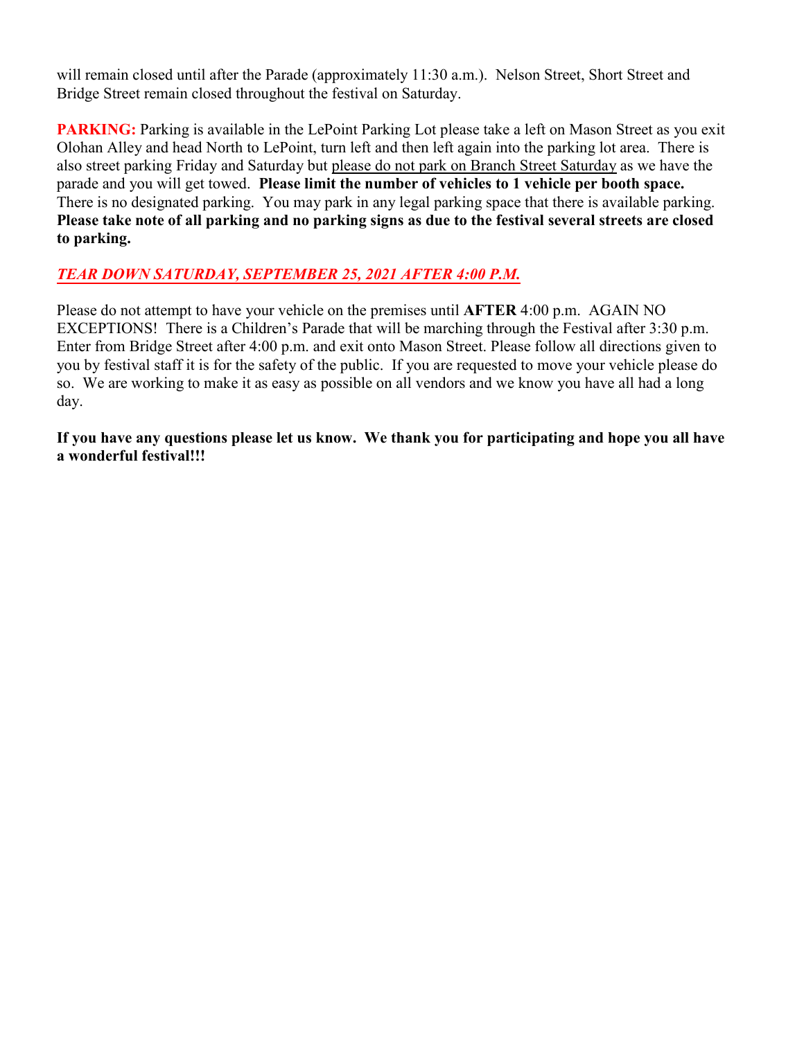will remain closed until after the Parade (approximately 11:30 a.m.). Nelson Street, Short Street and Bridge Street remain closed throughout the festival on Saturday.

**PARKING:** Parking is available in the LePoint Parking Lot please take a left on Mason Street as you exit Olohan Alley and head North to LePoint, turn left and then left again into the parking lot area. There is also street parking Friday and Saturday but please do not park on Branch Street Saturday as we have the parade and you will get towed. **Please limit the number of vehicles to 1 vehicle per booth space.** There is no designated parking. You may park in any legal parking space that there is available parking. **Please take note of all parking and no parking signs as due to the festival several streets are closed to parking.**

***TEAR DOWN SATURDAY, SEPTEMBER 25, 2021 AFTER 4:00 P.M.***

Please do not attempt to have your vehicle on the premises until **AFTER** 4:00 p.m. AGAIN NO EXCEPTIONS! There is a Children's Parade that will be marching through the Festival after 3:30 p.m. Enter from Bridge Street after 4:00 p.m. and exit onto Mason Street. Please follow all directions given to you by festival staff it is for the safety of the public. If you are requested to move your vehicle please do so. We are working to make it as easy as possible on all vendors and we know you have all had a long day.

**If you have any questions please let us know. We thank you for participating and hope you all have a wonderful festival!!!**